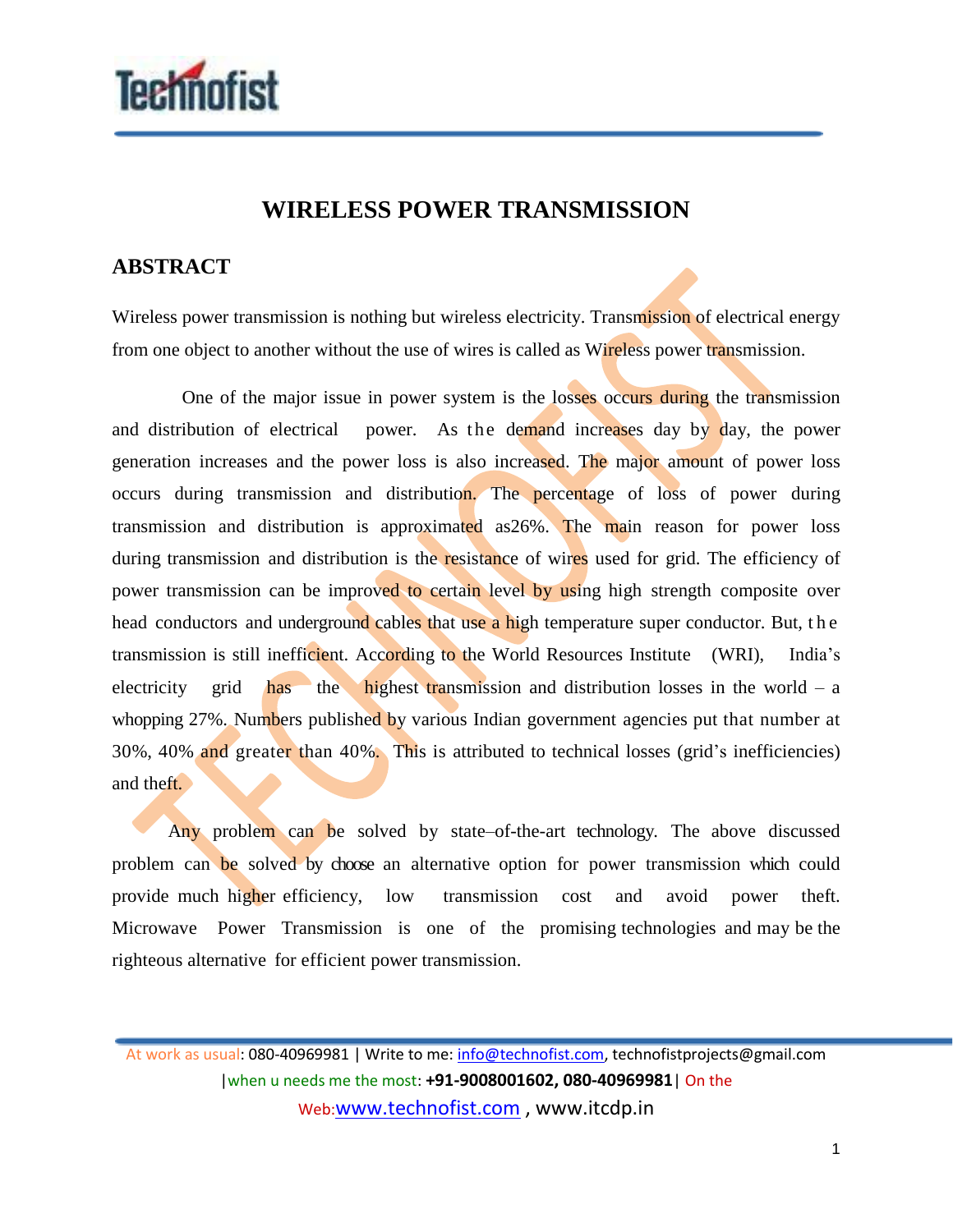# WIRELESS POWER TRANSMISSION

## ABSTRACT

Wireless power transmission is nothing but wireless electricity. Transmission of electrical energy from one object to another without the use of wires is called as Wireless power transmission.

One of the major issue in power system is the losses occurs during the transmission and distribution of electrical power. As the demand increases day by day, the power generation increases and the power loss is also increased. The major amount of power loss occurs during transmission and distribution. The percentage of loss of power during transmission and distribution is approximated as26%. The main reason for power loss during transmission and distribution is the resistance of wires used for grid. The efficiency of power transmission can be improved to certain level by using high strength composite over head conductors and underground cables that use a high temperature super conductor. But, the transmission is still inefficient. According to the World Resources Institute (WRI), India's electricity grid has the highest transmission and distribution losses in the world – a whopping 27%. Numbers published by various Indian government agencies put that number at 30%, 40% and greater than 40%. This is attributed to technical losses (grid's inefficiencies) and theft.

Any problem can be solved by state–of-the-art technology. The above discussed problem can be solved by choose an alternative option for power transmission which could provide much higher efficiency, low transmission cost and avoid power theft. Microwave Power Transmission is one of the promising technologies and may be the righteous alternative for efficient power transmission.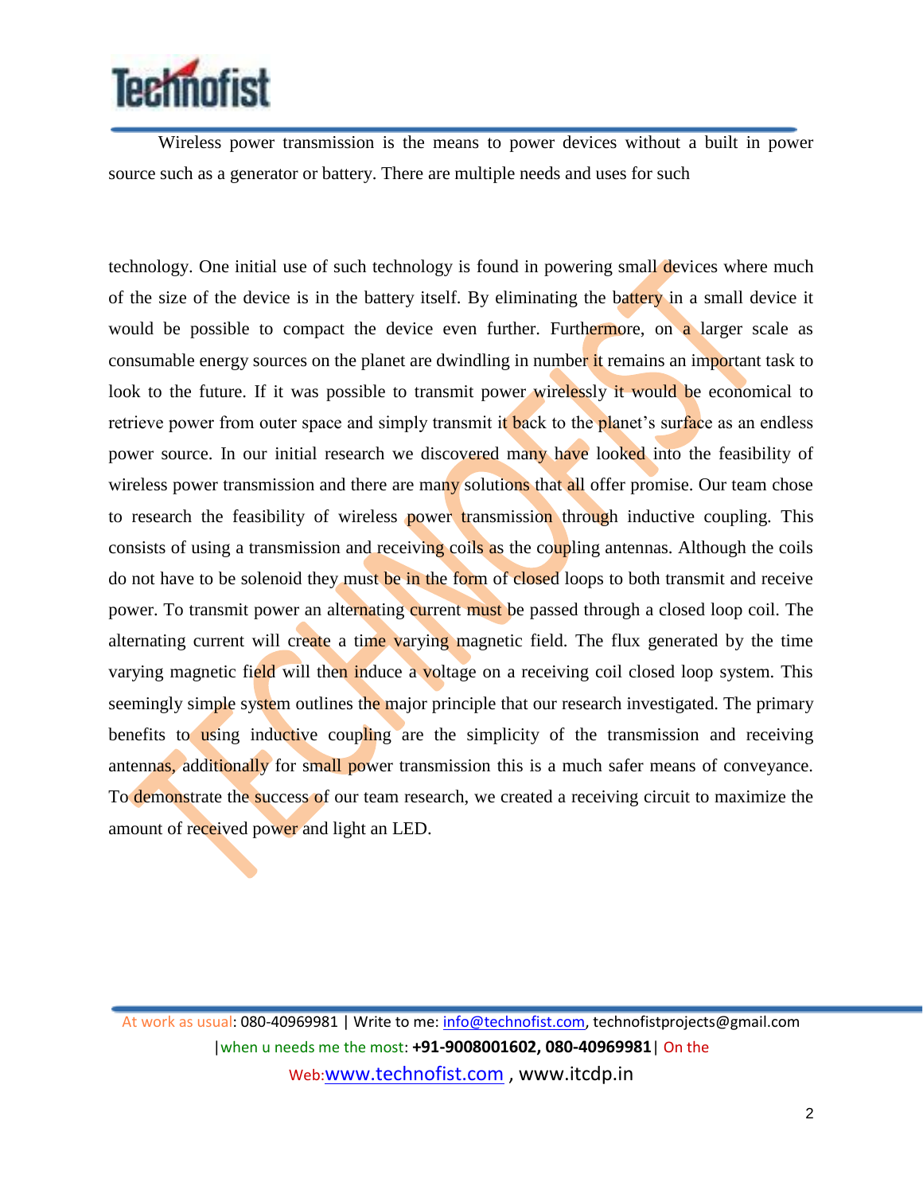Wireless power transmission is the means to power devices without a built in power source such as a generator or battery. There are multiple needs and uses for such

technology. One initial use of such technology is found in powering small devices where much of the size of the device is in the battery itself. By eliminating the battery in a small device it would be possible to compact the device even further. Furthermore, on a larger scale as consumable energy sources on the planet are dwindling in number it remains an important task to look to the future. If it was possible to transmit power wirelessly it would be economical to retrieve power from outer space and simply transmit it back to the planet's surface as an endless power source. In our initial research we discovered many have looked into the feasibility of wireless power transmission and there are many solutions that all offer promise. Our team chose to research the feasibility of wireless power transmission through inductive coupling. This consists of using a transmission and receiving coils as the coupling antennas. Although the coils do not have to be solenoid they must be in the form of closed loops to both transmit and receive power. To transmit power an alternating current must be passed through a closed loop coil. The alternating current will create a time varying magnetic field. The flux generated by the time varying magnetic field will then induce a voltage on a receiving coil closed loop system. This seemingly simple system outlines the major principle that our research investigated. The primary benefits to using inductive coupling are the simplicity of the transmission and receiving antennas, additionally for small power transmission this is a much safer means of conveyance. To demonstrate the success of our team research, we created a receiving circuit to maximize the amount of received power and light an LED.